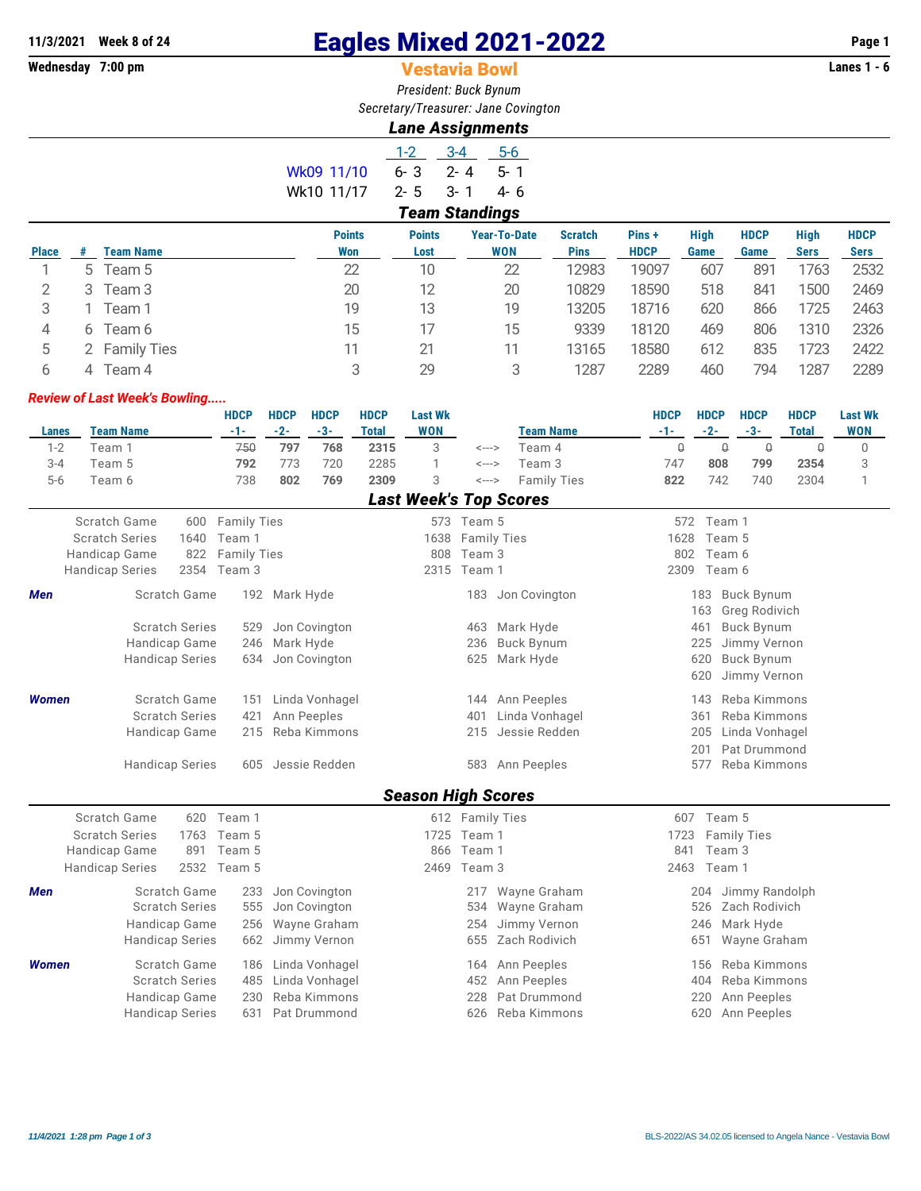11/3/2021 Week 8 of 24

Wednesday 7:00 pm

# Eagles Mixed 2021-2022

## Vestavia Bowl

Lanes 1 - 6

*President: Buck Bynum*

*Secretary/Treasurer: Jane Covington*

### *Lane Assignments*

| | 1-2 | 3-4 | 5-6 |
|---|---|---|---|
| Wk09 11/10 | 6- 3 | 2- 4 | 5- 1 |
| Wk10 11/17 | 2- 5 | 3- 1 | 4- 6 |

### *Team Standings*

| Place | # | Team Name | Points Won | Points Lost | Year-To-Date WON | Scratch Pins | Pins + HDCP | High Game | HDCP Game | High Sers | HDCP Sers |
|---|---|---|---|---|---|---|---|---|---|---|---|
| 1 | 5 | Team 5 | 22 | 10 | 22 | 12983 | 19097 | 607 | 891 | 1763 | 2532 |
| 2 | 3 | Team 3 | 20 | 12 | 20 | 10829 | 18590 | 518 | 841 | 1500 | 2469 |
| 3 | 1 | Team 1 | 19 | 13 | 19 | 13205 | 18716 | 620 | 866 | 1725 | 2463 |
| 4 | 6 | Team 6 | 15 | 17 | 15 | 9339 | 18120 | 469 | 806 | 1310 | 2326 |
| 5 | 2 | Family Ties | 11 | 21 | 11 | 13165 | 18580 | 612 | 835 | 1723 | 2422 |
| 6 | 4 | Team 4 | 3 | 29 | 3 | 1287 | 2289 | 460 | 794 | 1287 | 2289 |

***Review of Last Week's Bowling.....***

| Lanes | Team Name | HDCP -1- | HDCP -2- | HDCP -3- | HDCP Total | Last Wk WON | | Team Name | HDCP -1- | HDCP -2- | HDCP -3- | HDCP Total | Last Wk WON |
|---|---|---|---|---|---|---|---|---|---|---|---|---|---|
| 1-2 | Team 1 | ~~750~~ | **797** | **768** | **2315** | 3 | <---> | Team 4 | ~~0~~ | ~~0~~ | ~~0~~ | ~~0~~ | 0 |
| 3-4 | Team 5 | **792** | 773 | 720 | 2285 | 1 | <---> | Team 3 | 747 | **808** | **799** | **2354** | 3 |
| 5-6 | Team 6 | 738 | **802** | **769** | **2309** | 3 | <---> | Family Ties | **822** | 742 | 740 | 2304 | 1 |

### *Last Week's Top Scores*

| | | | | | | |
|---|---|---|---|---|---|---|
| Scratch Game | 600 | Family Ties | 573 | Team 5 | 572 | Team 1 |
| Scratch Series | 1640 | Team 1 | 1638 | Family Ties | 1628 | Team 5 |
| Handicap Game | 822 | Family Ties | 808 | Team 3 | 802 | Team 6 |
| Handicap Series | 2354 | Team 3 | 2315 | Team 1 | 2309 | Team 6 |

| | | | | | | | |
|---|---|---|---|---|---|---|---|
| ***Men*** | Scratch Game | 192 | Mark Hyde | 183 | Jon Covington | 183 | Buck Bynum |
| | | | | | | 163 | Greg Rodivich |
| | Scratch Series | 529 | Jon Covington | 463 | Mark Hyde | 461 | Buck Bynum |
| | Handicap Game | 246 | Mark Hyde | 236 | Buck Bynum | 225 | Jimmy Vernon |
| | Handicap Series | 634 | Jon Covington | 625 | Mark Hyde | 620 | Buck Bynum |
| | | | | | | 620 | Jimmy Vernon |
| ***Women*** | Scratch Game | 151 | Linda Vonhagel | 144 | Ann Peeples | 143 | Reba Kimmons |
| | Scratch Series | 421 | Ann Peeples | 401 | Linda Vonhagel | 361 | Reba Kimmons |
| | Handicap Game | 215 | Reba Kimmons | 215 | Jessie Redden | 205 | Linda Vonhagel |
| | | | | | | 201 | Pat Drummond |
| | Handicap Series | 605 | Jessie Redden | 583 | Ann Peeples | 577 | Reba Kimmons |

### *Season High Scores*

| | | | | | | |
|---|---|---|---|---|---|---|
| Scratch Game | 620 | Team 1 | 612 | Family Ties | 607 | Team 5 |
| Scratch Series | 1763 | Team 5 | 1725 | Team 1 | 1723 | Family Ties |
| Handicap Game | 891 | Team 5 | 866 | Team 1 | 841 | Team 3 |
| Handicap Series | 2532 | Team 5 | 2469 | Team 3 | 2463 | Team 1 |

| | | | | | | | |
|---|---|---|---|---|---|---|---|
| ***Men*** | Scratch Game | 233 | Jon Covington | 217 | Wayne Graham | 204 | Jimmy Randolph |
| | Scratch Series | 555 | Jon Covington | 534 | Wayne Graham | 526 | Zach Rodivich |
| | Handicap Game | 256 | Wayne Graham | 254 | Jimmy Vernon | 246 | Mark Hyde |
| | Handicap Series | 662 | Jimmy Vernon | 655 | Zach Rodivich | 651 | Wayne Graham |
| ***Women*** | Scratch Game | 186 | Linda Vonhagel | 164 | Ann Peeples | 156 | Reba Kimmons |
| | Scratch Series | 485 | Linda Vonhagel | 452 | Ann Peeples | 404 | Reba Kimmons |
| | Handicap Game | 230 | Reba Kimmons | 228 | Pat Drummond | 220 | Ann Peeples |
| | Handicap Series | 631 | Pat Drummond | 626 | Reba Kimmons | 620 | Ann Peeples |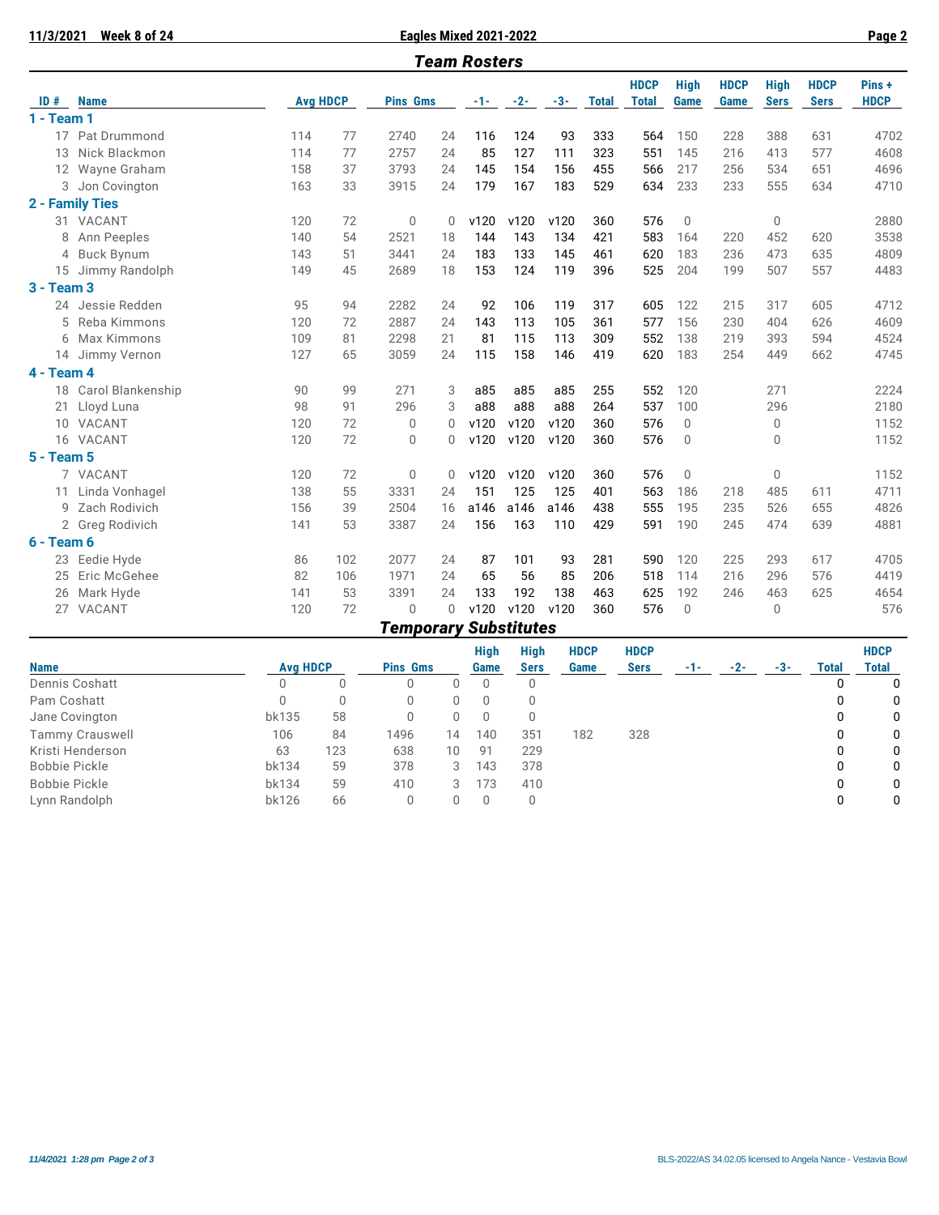## Team Rosters

| ID # | Name | Avg | HDCP | Pins | Gms | -1- | -2- | -3- | Total | HDCP Total | High Game | HDCP Game | High Sers | HDCP Sers | Pins + HDCP |
|---|---|---|---|---|---|---|---|---|---|---|---|---|---|---|---|
| **1 - Team 1** | | | | | | | | | | | | | | | |
| 17 | Pat Drummond | 114 | 77 | 2740 | 24 | 116 | 124 | 93 | 333 | 564 | 150 | 228 | 388 | 631 | 4702 |
| 13 | Nick Blackmon | 114 | 77 | 2757 | 24 | 85 | 127 | 111 | 323 | 551 | 145 | 216 | 413 | 577 | 4608 |
| 12 | Wayne Graham | 158 | 37 | 3793 | 24 | 145 | 154 | 156 | 455 | 566 | 217 | 256 | 534 | 651 | 4696 |
| 3 | Jon Covington | 163 | 33 | 3915 | 24 | 179 | 167 | 183 | 529 | 634 | 233 | 233 | 555 | 634 | 4710 |
| **2 - Family Ties** | | | | | | | | | | | | | | | |
| 31 | VACANT | 120 | 72 | 0 | 0 | v120 | v120 | v120 | 360 | 576 | 0 | | 0 | | 2880 |
| 8 | Ann Peeples | 140 | 54 | 2521 | 18 | 144 | 143 | 134 | 421 | 583 | 164 | 220 | 452 | 620 | 3538 |
| 4 | Buck Bynum | 143 | 51 | 3441 | 24 | 183 | 133 | 145 | 461 | 620 | 183 | 236 | 473 | 635 | 4809 |
| 15 | Jimmy Randolph | 149 | 45 | 2689 | 18 | 153 | 124 | 119 | 396 | 525 | 204 | 199 | 507 | 557 | 4483 |
| **3 - Team 3** | | | | | | | | | | | | | | | |
| 24 | Jessie Redden | 95 | 94 | 2282 | 24 | 92 | 106 | 119 | 317 | 605 | 122 | 215 | 317 | 605 | 4712 |
| 5 | Reba Kimmons | 120 | 72 | 2887 | 24 | 143 | 113 | 105 | 361 | 577 | 156 | 230 | 404 | 626 | 4609 |
| 6 | Max Kimmons | 109 | 81 | 2298 | 21 | 81 | 115 | 113 | 309 | 552 | 138 | 219 | 393 | 594 | 4524 |
| 14 | Jimmy Vernon | 127 | 65 | 3059 | 24 | 115 | 158 | 146 | 419 | 620 | 183 | 254 | 449 | 662 | 4745 |
| **4 - Team 4** | | | | | | | | | | | | | | | |
| 18 | Carol Blankenship | 90 | 99 | 271 | 3 | a85 | a85 | a85 | 255 | 552 | 120 | | 271 | | 2224 |
| 21 | Lloyd Luna | 98 | 91 | 296 | 3 | a88 | a88 | a88 | 264 | 537 | 100 | | 296 | | 2180 |
| 10 | VACANT | 120 | 72 | 0 | 0 | v120 | v120 | v120 | 360 | 576 | 0 | | 0 | | 1152 |
| 16 | VACANT | 120 | 72 | 0 | 0 | v120 | v120 | v120 | 360 | 576 | 0 | | 0 | | 1152 |
| **5 - Team 5** | | | | | | | | | | | | | | | |
| 7 | VACANT | 120 | 72 | 0 | 0 | v120 | v120 | v120 | 360 | 576 | 0 | | 0 | | 1152 |
| 11 | Linda Vonhagel | 138 | 55 | 3331 | 24 | 151 | 125 | 125 | 401 | 563 | 186 | 218 | 485 | 611 | 4711 |
| 9 | Zach Rodivich | 156 | 39 | 2504 | 16 | a146 | a146 | a146 | 438 | 555 | 195 | 235 | 526 | 655 | 4826 |
| 2 | Greg Rodivich | 141 | 53 | 3387 | 24 | 156 | 163 | 110 | 429 | 591 | 190 | 245 | 474 | 639 | 4881 |
| **6 - Team 6** | | | | | | | | | | | | | | | |
| 23 | Eedie Hyde | 86 | 102 | 2077 | 24 | 87 | 101 | 93 | 281 | 590 | 120 | 225 | 293 | 617 | 4705 |
| 25 | Eric McGehee | 82 | 106 | 1971 | 24 | 65 | 56 | 85 | 206 | 518 | 114 | 216 | 296 | 576 | 4419 |
| 26 | Mark Hyde | 141 | 53 | 3391 | 24 | 133 | 192 | 138 | 463 | 625 | 192 | 246 | 463 | 625 | 4654 |
| 27 | VACANT | 120 | 72 | 0 | 0 | v120 | v120 | v120 | 360 | 576 | 0 | | 0 | | 576 |

## Temporary Substitutes

| Name | Avg | HDCP | Pins | Gms | High Game | High Sers | HDCP Game | HDCP Sers | -1- | -2- | -3- | Total | HDCP Total |
|---|---|---|---|---|---|---|---|---|---|---|---|---|---|
| Dennis Coshatt | 0 | 0 | 0 | 0 | 0 | 0 | | | | | | 0 | 0 |
| Pam Coshatt | 0 | 0 | 0 | 0 | 0 | 0 | | | | | | 0 | 0 |
| Jane Covington | bk135 | 58 | 0 | 0 | 0 | 0 | | | | | | 0 | 0 |
| Tammy Crauswell | 106 | 84 | 1496 | 14 | 140 | 351 | 182 | 328 | | | | 0 | 0 |
| Kristi Henderson | 63 | 123 | 638 | 10 | 91 | 229 | | | | | | 0 | 0 |
| Bobbie Pickle | bk134 | 59 | 378 | 3 | 143 | 378 | | | | | | 0 | 0 |
| Bobbie Pickle | bk134 | 59 | 410 | 3 | 173 | 410 | | | | | | 0 | 0 |
| Lynn Randolph | bk126 | 66 | 0 | 0 | 0 | 0 | | | | | | 0 | 0 |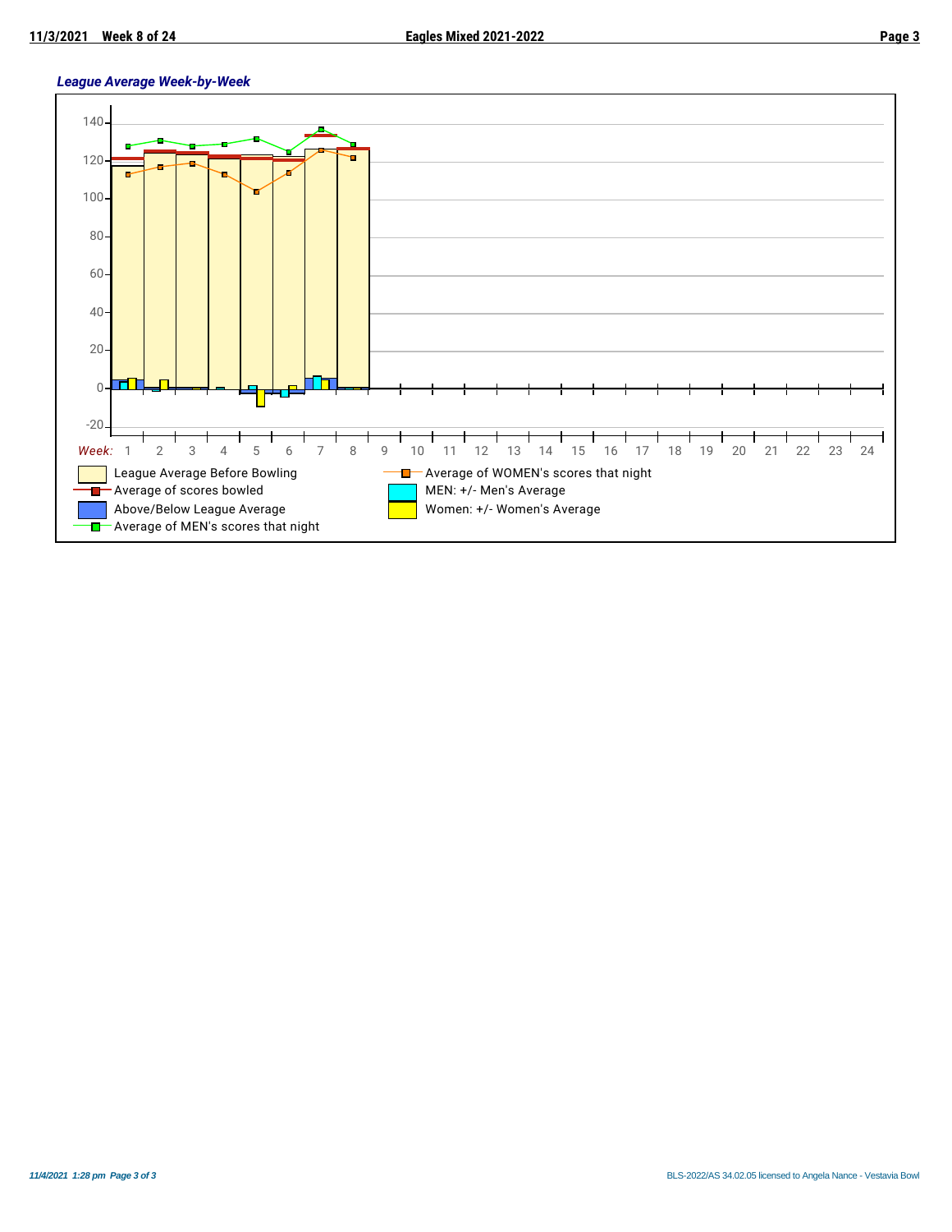## *League Average Week-by-Week*

140
120
100
80
60
40
20
0
-20

Week: 1 2 3 4 5 6 7 8 9 10 11 12 13 14 15 16 17 18 19 20 21 22 23 24

League Average Before Bowling
Average of scores bowled
Above/Below League Average
Average of MEN's scores that night
Average of WOMEN's scores that night
MEN: +/- Men's Average
Women: +/- Women's Average